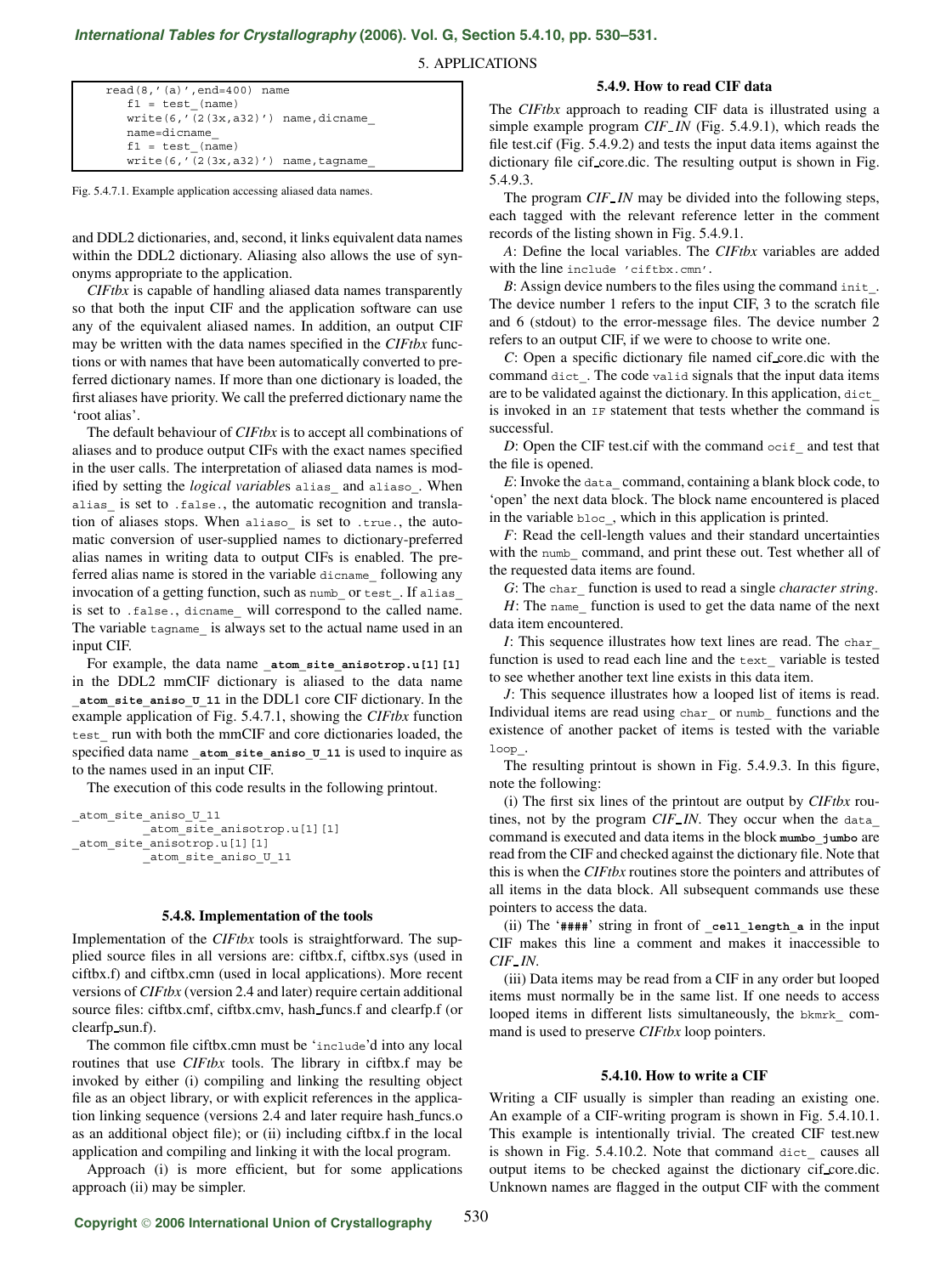```
read(8,'(a)',end=400) name
   f1 = test_(name)
   write(6,'(2(3x,a32)') name,dicname_
   name=dicname_
   f1 = test_(name)
   write(6,'(2(3x,a32)') name,tagname_
```

Fig. 5.4.7.1. Example application accessing aliased data names.

and DDL2 dictionaries, and, second, it links equivalent data names within the DDL2 dictionary. Aliasing also allows the use of synonyms appropriate to the application.

*CIFtbx* is capable of handling aliased data names transparently so that both the input CIF and the application software can use any of the equivalent aliased names. In addition, an output CIF may be written with the data names specified in the *CIFtbx* functions or with names that have been automatically converted to preferred dictionary names. If more than one dictionary is loaded, the first aliases have priority. We call the preferred dictionary name the 'root alias'.

The default behaviour of *CIFtbx* is to accept all combinations of aliases and to produce output CIFs with the exact names specified in the user calls. The interpretation of aliased data names is modified by setting the *logical variable*s `alias_` and `aliaso_`. When `alias_` is set to `.false.`, the automatic recognition and translation of aliases stops. When `aliaso_` is set to `.true.`, the automatic conversion of user-supplied names to dictionary-preferred alias names in writing data to output CIFs is enabled. The preferred alias name is stored in the variable `dicname_` following any invocation of a getting function, such as `numb_` or `test_`. If `alias_` is set to `.false.`, `dicname_` will correspond to the called name. The variable `tagname_` is always set to the actual name used in an input CIF.

For example, the data name **`_atom_site_anisotrop.u[1][1]`** in the DDL2 mmCIF dictionary is aliased to the data name **`_atom_site_aniso_U_11`** in the DDL1 core CIF dictionary. In the example application of Fig. 5.4.7.1, showing the *CIFtbx* function `test_` run with both the mmCIF and core dictionaries loaded, the specified data name **`_atom_site_aniso_U_11`** is used to inquire as to the names used in an input CIF.

The execution of this code results in the following printout.

```
_atom_site_aniso_U_11
          _atom_site_anisotrop.u[1][1]
_atom_site_anisotrop.u[1][1]
          _atom_site_aniso_U_11
```

### 5.4.8. Implementation of the tools

Implementation of the *CIFtbx* tools is straightforward. The supplied source files in all versions are: ciftbx.f, ciftbx.sys (used in ciftbx.f) and ciftbx.cmn (used in local applications). More recent versions of *CIFtbx* (version 2.4 and later) require certain additional source files: ciftbx.cmf, ciftbx.cmv, hash_funcs.f and clearfp.f (or clearfp_sun.f).

The common file ciftbx.cmn must be '`include`'d into any local routines that use *CIFtbx* tools. The library in ciftbx.f may be invoked by either (i) compiling and linking the resulting object file as an object library, or with explicit references in the application linking sequence (versions 2.4 and later require hash_funcs.o as an additional object file); or (ii) including ciftbx.f in the local application and compiling and linking it with the local program.

Approach (i) is more efficient, but for some applications approach (ii) may be simpler.

### 5.4.9. How to read CIF data

The *CIFtbx* approach to reading CIF data is illustrated using a simple example program *CIF_IN* (Fig. 5.4.9.1), which reads the file test.cif (Fig. 5.4.9.2) and tests the input data items against the dictionary file cif_core.dic. The resulting output is shown in Fig. 5.4.9.3.

The program *CIF_IN* may be divided into the following steps, each tagged with the relevant reference letter in the comment records of the listing shown in Fig. 5.4.9.1.

*A*: Define the local variables. The *CIFtbx* variables are added with the line `include 'ciftbx.cmn'`.

*B*: Assign device numbers to the files using the command `init_`. The device number 1 refers to the input CIF, 3 to the scratch file and 6 (stdout) to the error-message files. The device number 2 refers to an output CIF, if we were to choose to write one.

*C*: Open a specific dictionary file named cif_core.dic with the command `dict_`. The code `valid` signals that the input data items are to be validated against the dictionary. In this application, `dict_` is invoked in an `IF` statement that tests whether the command is successful.

*D*: Open the CIF test.cif with the command `ocif_` and test that the file is opened.

*E*: Invoke the `data_` command, containing a blank block code, to 'open' the next data block. The block name encountered is placed in the variable `bloc_`, which in this application is printed.

*F*: Read the cell-length values and their standard uncertainties with the `numb_` command, and print these out. Test whether all of the requested data items are found.

*G*: The `char_` function is used to read a single *character string*.

*H*: The `name_` function is used to get the data name of the next data item encountered.

*I*: This sequence illustrates how text lines are read. The `char_` function is used to read each line and the `text_` variable is tested to see whether another text line exists in this data item.

*J*: This sequence illustrates how a looped list of items is read. Individual items are read using `char_` or `numb_` functions and the existence of another packet of items is tested with the variable `loop_`.

The resulting printout is shown in Fig. 5.4.9.3. In this figure, note the following:

(i) The first six lines of the printout are output by *CIFtbx* routines, not by the program *CIF_IN*. They occur when the `data_` command is executed and data items in the block **`mumbo_jumbo`** are read from the CIF and checked against the dictionary file. Note that this is when the *CIFtbx* routines store the pointers and attributes of all items in the data block. All subsequent commands use these pointers to access the data.

(ii) The '**`####`**' string in front of **`_cell_length_a`** in the input CIF makes this line a comment and makes it inaccessible to *CIF_IN*.

(iii) Data items may be read from a CIF in any order but looped items must normally be in the same list. If one needs to access looped items in different lists simultaneously, the `bkmrk_` command is used to preserve *CIFtbx* loop pointers.

### 5.4.10. How to write a CIF

Writing a CIF usually is simpler than reading an existing one. An example of a CIF-writing program is shown in Fig. 5.4.10.1. This example is intentionally trivial. The created CIF test.new is shown in Fig. 5.4.10.2. Note that command `dict_` causes all output items to be checked against the dictionary cif_core.dic. Unknown names are flagged in the output CIF with the comment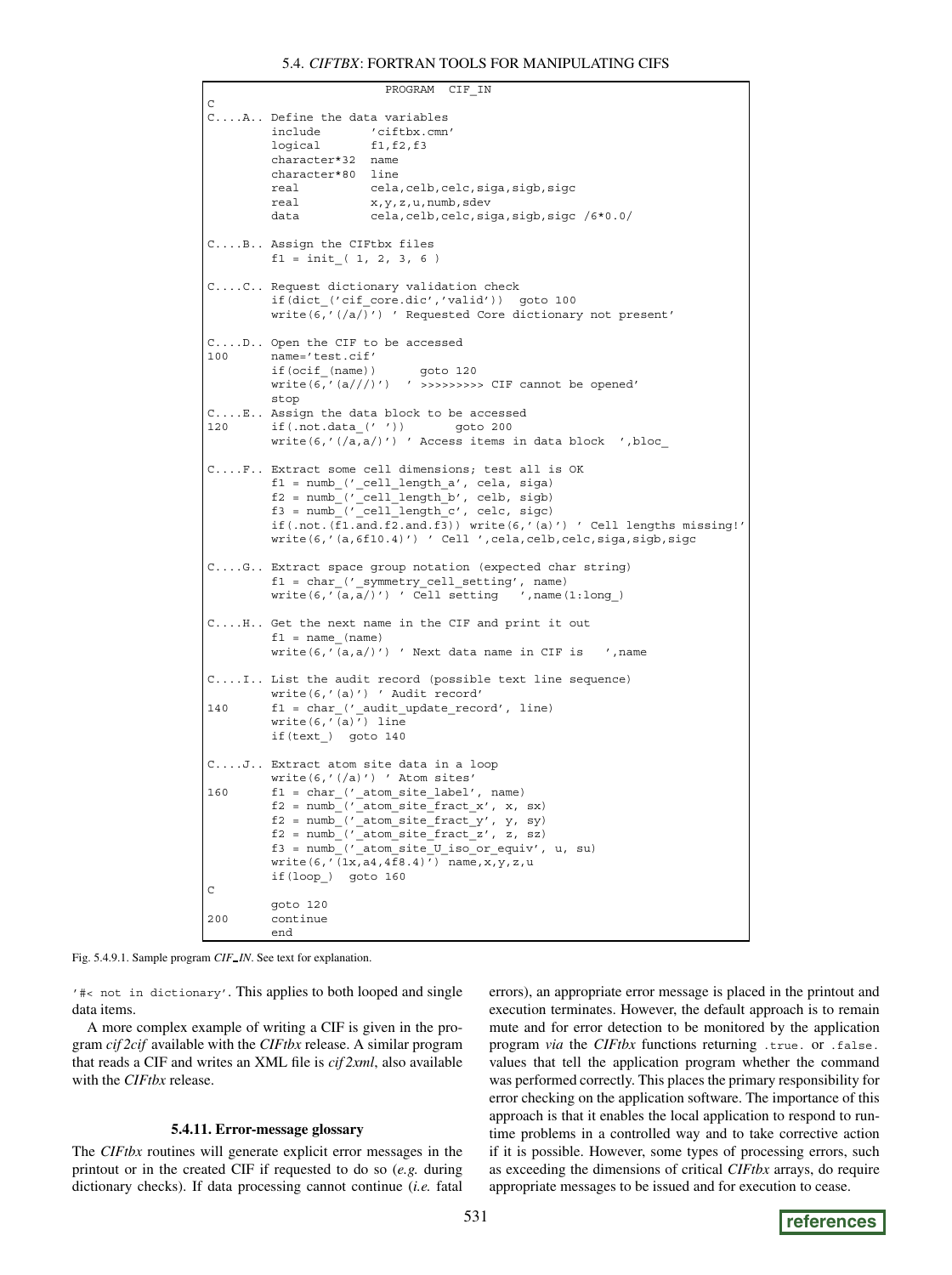```
                        PROGRAM  CIF_IN
C
C....A.. Define the data variables
         include       'ciftbx.cmn'
         logical       f1,f2,f3
         character*32  name
         character*80  line
         real          cela,celb,celc,siga,sigb,sigc
         real          x,y,z,u,numb,sdev
         data          cela,celb,celc,siga,sigb,sigc /6*0.0/

C....B.. Assign the CIFtbx files
         f1 = init_( 1, 2, 3, 6 )

C....C.. Request dictionary validation check
         if(dict_('cif_core.dic','valid'))  goto 100
         write(6,'(/a/)') ' Requested Core dictionary not present'

C....D.. Open the CIF to be accessed
100      name='test.cif'
         if(ocif_(name))      goto 120
         write(6,'(a///)')  ' >>>>>>>>> CIF cannot be opened'
         stop
C....E.. Assign the data block to be accessed
120      if(.not.data_(' '))       goto 200
         write(6,'(/a,a/)') ' Access items in data block  ',bloc_

C....F.. Extract some cell dimensions; test all is OK
         f1 = numb_('_cell_length_a', cela, siga)
         f2 = numb_('_cell_length_b', celb, sigb)
         f3 = numb_('_cell_length_c', celc, sigc)
         if(.not.(f1.and.f2.and.f3)) write(6,'(a)') ' Cell lengths missing!'
         write(6,'(a,6f10.4)') ' Cell ',cela,celb,celc,siga,sigb,sigc

C....G.. Extract space group notation (expected char string)
         f1 = char_('_symmetry_cell_setting', name)
         write(6,'(a,a/)') ' Cell setting   ',name(1:long_)

C....H.. Get the next name in the CIF and print it out
         f1 = name_(name)
         write(6,'(a,a/)') ' Next data name in CIF is   ',name

C....I.. List the audit record (possible text line sequence)
         write(6,'(a)') ' Audit record'
140      f1 = char_('_audit_update_record', line)
         write(6,'(a)') line
         if(text_)  goto 140

C....J.. Extract atom site data in a loop
         write(6,'(/a)') ' Atom sites'
160      f1 = char_('_atom_site_label', name)
         f2 = numb_('_atom_site_fract_x', x, sx)
         f2 = numb_('_atom_site_fract_y', y, sy)
         f2 = numb_('_atom_site_fract_z', z, sz)
         f3 = numb_('_atom_site_U_iso_or_equiv', u, su)
         write(6,'(1x,a4,4f8.4)') name,x,y,z,u
         if(loop_)  goto 160
C
         goto 120
200      continue
         end
```

Fig. 5.4.9.1. Sample program *CIF_IN*. See text for explanation.

`'#< not in dictionary'`. This applies to both looped and single data items.

A more complex example of writing a CIF is given in the program *cif2cif* available with the *CIFtbx* release. A similar program that reads a CIF and writes an XML file is *cif2xml*, also available with the *CIFtbx* release.

### 5.4.11. Error-message glossary

The *CIFtbx* routines will generate explicit error messages in the printout or in the created CIF if requested to do so (*e.g.* during dictionary checks). If data processing cannot continue (*i.e.* fatal errors), an appropriate error message is placed in the printout and execution terminates. However, the default approach is to remain mute and for error detection to be monitored by the application program *via* the *CIFtbx* functions returning `.true.` or `.false.` values that tell the application program whether the command was performed correctly. This places the primary responsibility for error checking on the application software. The importance of this approach is that it enables the local application to respond to runtime problems in a controlled way and to take corrective action if it is possible. However, some types of processing errors, such as exceeding the dimensions of critical *CIFtbx* arrays, do require appropriate messages to be issued and for execution to cease.